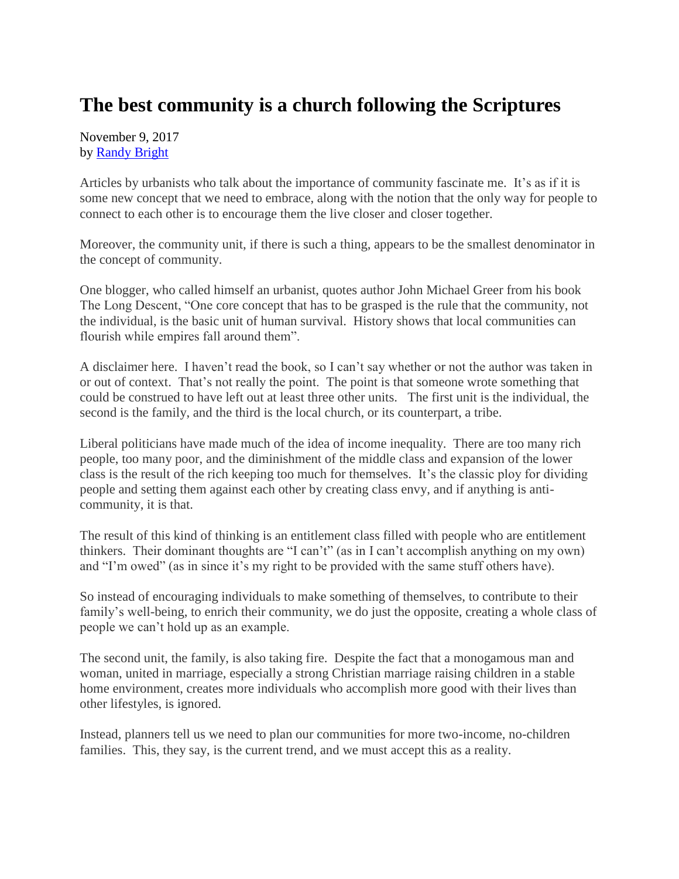# The best community is a church following the Scriptures

November 9, 2017
by [Randy Bright]

Articles by urbanists who talk about the importance of community fascinate me. It's as if it is some new concept that we need to embrace, along with the notion that the only way for people to connect to each other is to encourage them the live closer and closer together.

Moreover, the community unit, if there is such a thing, appears to be the smallest denominator in the concept of community.

One blogger, who called himself an urbanist, quotes author John Michael Greer from his book The Long Descent, "One core concept that has to be grasped is the rule that the community, not the individual, is the basic unit of human survival. History shows that local communities can flourish while empires fall around them".

A disclaimer here. I haven't read the book, so I can't say whether or not the author was taken in or out of context. That's not really the point. The point is that someone wrote something that could be construed to have left out at least three other units. The first unit is the individual, the second is the family, and the third is the local church, or its counterpart, a tribe.

Liberal politicians have made much of the idea of income inequality. There are too many rich people, too many poor, and the diminishment of the middle class and expansion of the lower class is the result of the rich keeping too much for themselves. It's the classic ploy for dividing people and setting them against each other by creating class envy, and if anything is anti-community, it is that.

The result of this kind of thinking is an entitlement class filled with people who are entitlement thinkers. Their dominant thoughts are "I can't" (as in I can't accomplish anything on my own) and "I'm owed" (as in since it's my right to be provided with the same stuff others have).

So instead of encouraging individuals to make something of themselves, to contribute to their family's well-being, to enrich their community, we do just the opposite, creating a whole class of people we can't hold up as an example.

The second unit, the family, is also taking fire. Despite the fact that a monogamous man and woman, united in marriage, especially a strong Christian marriage raising children in a stable home environment, creates more individuals who accomplish more good with their lives than other lifestyles, is ignored.

Instead, planners tell us we need to plan our communities for more two-income, no-children families. This, they say, is the current trend, and we must accept this as a reality.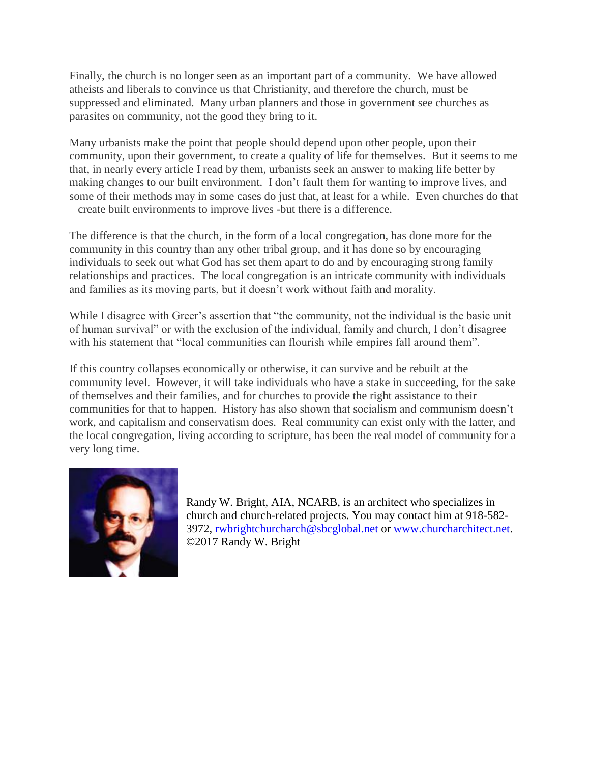Finally, the church is no longer seen as an important part of a community. We have allowed atheists and liberals to convince us that Christianity, and therefore the church, must be suppressed and eliminated. Many urban planners and those in government see churches as parasites on community, not the good they bring to it.

Many urbanists make the point that people should depend upon other people, upon their community, upon their government, to create a quality of life for themselves. But it seems to me that, in nearly every article I read by them, urbanists seek an answer to making life better by making changes to our built environment. I don't fault them for wanting to improve lives, and some of their methods may in some cases do just that, at least for a while. Even churches do that – create built environments to improve lives -but there is a difference.

The difference is that the church, in the form of a local congregation, has done more for the community in this country than any other tribal group, and it has done so by encouraging individuals to seek out what God has set them apart to do and by encouraging strong family relationships and practices. The local congregation is an intricate community with individuals and families as its moving parts, but it doesn't work without faith and morality.

While I disagree with Greer's assertion that "the community, not the individual is the basic unit of human survival" or with the exclusion of the individual, family and church, I don't disagree with his statement that "local communities can flourish while empires fall around them".

If this country collapses economically or otherwise, it can survive and be rebuilt at the community level. However, it will take individuals who have a stake in succeeding, for the sake of themselves and their families, and for churches to provide the right assistance to their communities for that to happen. History has also shown that socialism and communism doesn't work, and capitalism and conservatism does. Real community can exist only with the latter, and the local congregation, living according to scripture, has been the real model of community for a very long time.

Randy W. Bright, AIA, NCARB, is an architect who specializes in church and church-related projects. You may contact him at 918-582-3972, rwbrightchurcharch@sbcglobal.net or www.churcharchitect.net. ©2017 Randy W. Bright